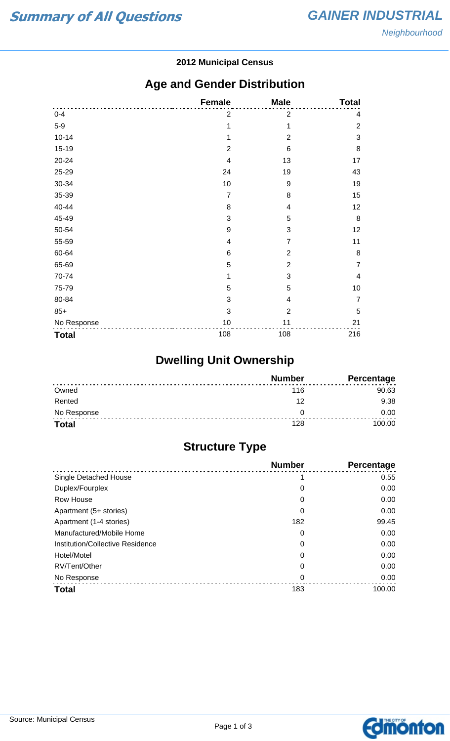# Summary of All Questions

## GAINER INDUSTRIAL

*Neighbourhood*

**2012 Municipal Census**

## Age and Gender Distribution

| | Female | Male | Total |
|---|---|---|---|
| 0-4 | 2 | 2 | 4 |
| 5-9 | 1 | 1 | 2 |
| 10-14 | 1 | 2 | 3 |
| 15-19 | 2 | 6 | 8 |
| 20-24 | 4 | 13 | 17 |
| 25-29 | 24 | 19 | 43 |
| 30-34 | 10 | 9 | 19 |
| 35-39 | 7 | 8 | 15 |
| 40-44 | 8 | 4 | 12 |
| 45-49 | 3 | 5 | 8 |
| 50-54 | 9 | 3 | 12 |
| 55-59 | 4 | 7 | 11 |
| 60-64 | 6 | 2 | 8 |
| 65-69 | 5 | 2 | 7 |
| 70-74 | 1 | 3 | 4 |
| 75-79 | 5 | 5 | 10 |
| 80-84 | 3 | 4 | 7 |
| 85+ | 3 | 2 | 5 |
| No Response | 10 | 11 | 21 |
| **Total** | 108 | 108 | 216 |

## Dwelling Unit Ownership

| | Number | Percentage |
|---|---|---|
| Owned | 116 | 90.63 |
| Rented | 12 | 9.38 |
| No Response | 0 | 0.00 |
| **Total** | 128 | 100.00 |

## Structure Type

| | Number | Percentage |
|---|---|---|
| Single Detached House | 1 | 0.55 |
| Duplex/Fourplex | 0 | 0.00 |
| Row House | 0 | 0.00 |
| Apartment (5+ stories) | 0 | 0.00 |
| Apartment (1-4 stories) | 182 | 99.45 |
| Manufactured/Mobile Home | 0 | 0.00 |
| Institution/Collective Residence | 0 | 0.00 |
| Hotel/Motel | 0 | 0.00 |
| RV/Tent/Other | 0 | 0.00 |
| No Response | 0 | 0.00 |
| **Total** | 183 | 100.00 |

Source: Municipal Census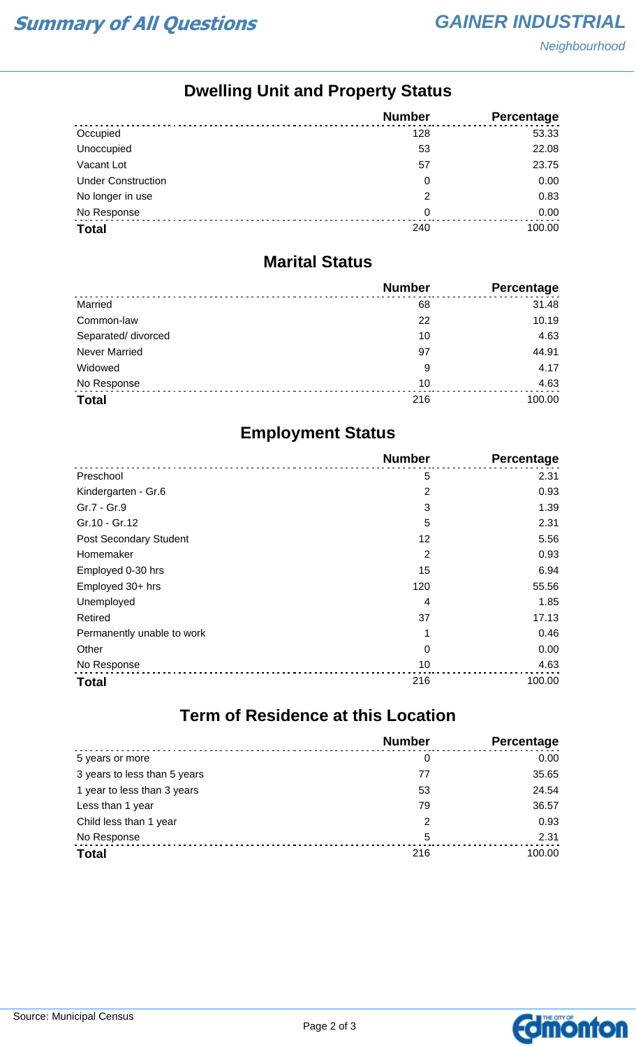# Summary of All Questions

## GAINER INDUSTRIAL

*Neighbourhood*

## Dwelling Unit and Property Status

| | Number | Percentage |
|---|---|---|
| Occupied | 128 | 53.33 |
| Unoccupied | 53 | 22.08 |
| Vacant Lot | 57 | 23.75 |
| Under Construction | 0 | 0.00 |
| No longer in use | 2 | 0.83 |
| No Response | 0 | 0.00 |
| **Total** | 240 | 100.00 |

## Marital Status

| | Number | Percentage |
|---|---|---|
| Married | 68 | 31.48 |
| Common-law | 22 | 10.19 |
| Separated/ divorced | 10 | 4.63 |
| Never Married | 97 | 44.91 |
| Widowed | 9 | 4.17 |
| No Response | 10 | 4.63 |
| **Total** | 216 | 100.00 |

## Employment Status

| | Number | Percentage |
|---|---|---|
| Preschool | 5 | 2.31 |
| Kindergarten - Gr.6 | 2 | 0.93 |
| Gr.7 - Gr.9 | 3 | 1.39 |
| Gr.10 - Gr.12 | 5 | 2.31 |
| Post Secondary Student | 12 | 5.56 |
| Homemaker | 2 | 0.93 |
| Employed 0-30 hrs | 15 | 6.94 |
| Employed 30+ hrs | 120 | 55.56 |
| Unemployed | 4 | 1.85 |
| Retired | 37 | 17.13 |
| Permanently unable to work | 1 | 0.46 |
| Other | 0 | 0.00 |
| No Response | 10 | 4.63 |
| **Total** | 216 | 100.00 |

## Term of Residence at this Location

| | Number | Percentage |
|---|---|---|
| 5 years or more | 0 | 0.00 |
| 3 years to less than 5 years | 77 | 35.65 |
| 1 year to less than 3 years | 53 | 24.54 |
| Less than 1 year | 79 | 36.57 |
| Child less than 1 year | 2 | 0.93 |
| No Response | 5 | 2.31 |
| **Total** | 216 | 100.00 |

Source: Municipal Census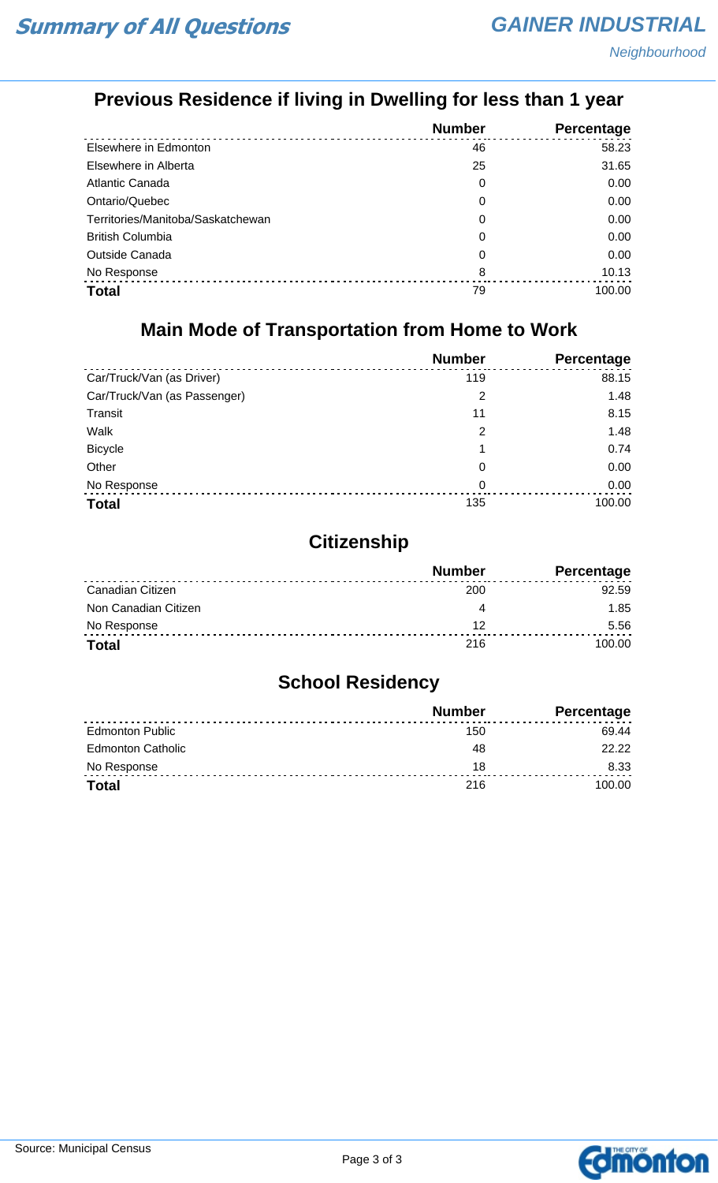## Previous Residence if living in Dwelling for less than 1 year

| | Number | Percentage |
|---|---|---|
| Elsewhere in Edmonton | 46 | 58.23 |
| Elsewhere in Alberta | 25 | 31.65 |
| Atlantic Canada | 0 | 0.00 |
| Ontario/Quebec | 0 | 0.00 |
| Territories/Manitoba/Saskatchewan | 0 | 0.00 |
| British Columbia | 0 | 0.00 |
| Outside Canada | 0 | 0.00 |
| No Response | 8 | 10.13 |
| **Total** | 79 | 100.00 |

## Main Mode of Transportation from Home to Work

| | Number | Percentage |
|---|---|---|
| Car/Truck/Van (as Driver) | 119 | 88.15 |
| Car/Truck/Van (as Passenger) | 2 | 1.48 |
| Transit | 11 | 8.15 |
| Walk | 2 | 1.48 |
| Bicycle | 1 | 0.74 |
| Other | 0 | 0.00 |
| No Response | 0 | 0.00 |
| **Total** | 135 | 100.00 |

## Citizenship

| | Number | Percentage |
|---|---|---|
| Canadian Citizen | 200 | 92.59 |
| Non Canadian Citizen | 4 | 1.85 |
| No Response | 12 | 5.56 |
| **Total** | 216 | 100.00 |

## School Residency

| | Number | Percentage |
|---|---|---|
| Edmonton Public | 150 | 69.44 |
| Edmonton Catholic | 48 | 22.22 |
| No Response | 18 | 8.33 |
| **Total** | 216 | 100.00 |

Source: Municipal Census